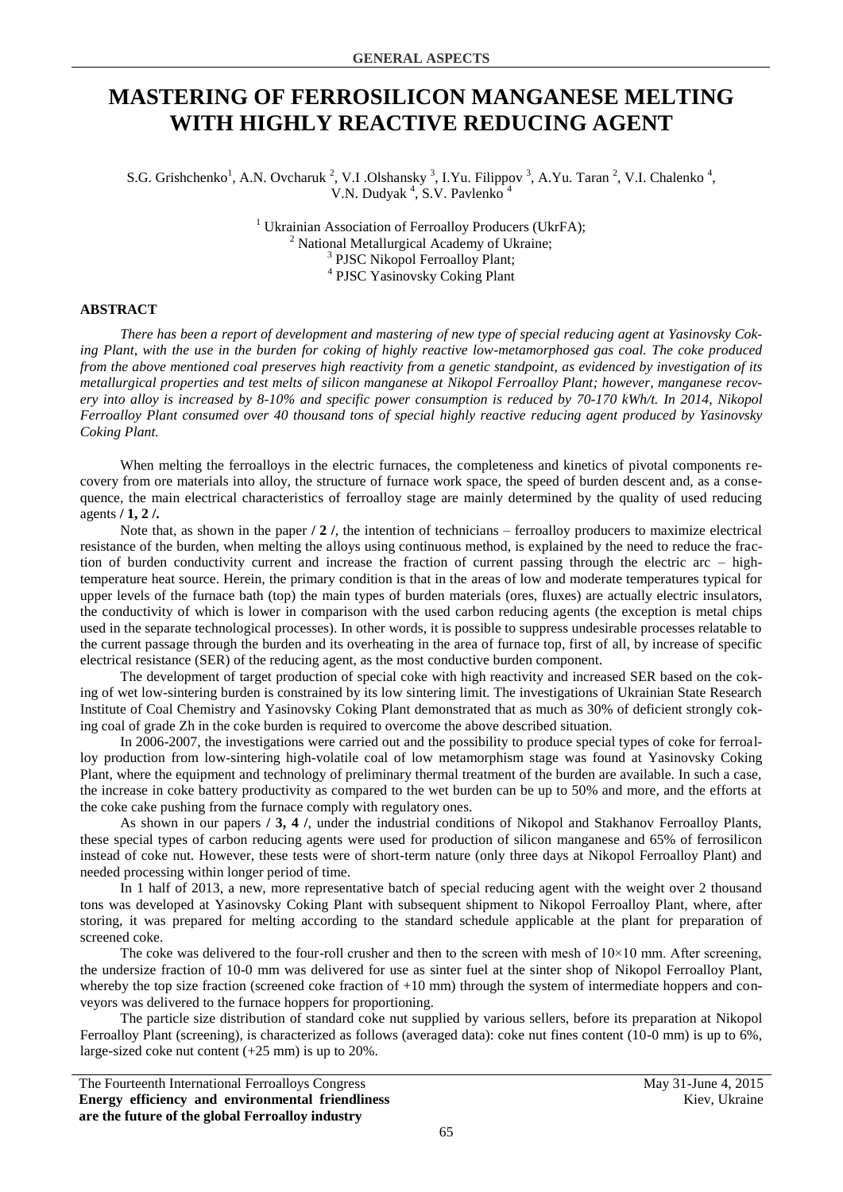# MASTERING OF FERROSILICON MANGANESE MELTING WITH HIGHLY REACTIVE REDUCING AGENT

S.G. Grishchenko[1], A.N. Ovcharuk [2], V.I .Olshansky [3], I.Yu. Filippov [3], A.Yu. Taran [2], V.I. Chalenko [4], V.N. Dudyak [4], S.V. Pavlenko [4]

[1] Ukrainian Association of Ferroalloy Producers (UkrFA);
[2] National Metallurgical Academy of Ukraine;
[3] PJSC Nikopol Ferroalloy Plant;
[4] PJSC Yasinovsky Coking Plant

## ABSTRACT

*There has been a report of development and mastering of new type of special reducing agent at Yasinovsky Coking Plant, with the use in the burden for coking of highly reactive low-metamorphosed gas coal. The coke produced from the above mentioned coal preserves high reactivity from a genetic standpoint, as evidenced by investigation of its metallurgical properties and test melts of silicon manganese at Nikopol Ferroalloy Plant; however, manganese recovery into alloy is increased by 8-10% and specific power consumption is reduced by 70-170 kWh/t. In 2014, Nikopol Ferroalloy Plant consumed over 40 thousand tons of special highly reactive reducing agent produced by Yasinovsky Coking Plant.*

When melting the ferroalloys in the electric furnaces, the completeness and kinetics of pivotal components recovery from ore materials into alloy, the structure of furnace work space, the speed of burden descent and, as a consequence, the main electrical characteristics of ferroalloy stage are mainly determined by the quality of used reducing agents **/ 1, 2 /.**

Note that, as shown in the paper **/ 2 /**, the intention of technicians – ferroalloy producers to maximize electrical resistance of the burden, when melting the alloys using continuous method, is explained by the need to reduce the fraction of burden conductivity current and increase the fraction of current passing through the electric arc – high-temperature heat source. Herein, the primary condition is that in the areas of low and moderate temperatures typical for upper levels of the furnace bath (top) the main types of burden materials (ores, fluxes) are actually electric insulators, the conductivity of which is lower in comparison with the used carbon reducing agents (the exception is metal chips used in the separate technological processes). In other words, it is possible to suppress undesirable processes relatable to the current passage through the burden and its overheating in the area of furnace top, first of all, by increase of specific electrical resistance (SER) of the reducing agent, as the most conductive burden component.

The development of target production of special coke with high reactivity and increased SER based on the coking of wet low-sintering burden is constrained by its low sintering limit. The investigations of Ukrainian State Research Institute of Coal Chemistry and Yasinovsky Coking Plant demonstrated that as much as 30% of deficient strongly coking coal of grade Zh in the coke burden is required to overcome the above described situation.

In 2006-2007, the investigations were carried out and the possibility to produce special types of coke for ferroalloy production from low-sintering high-volatile coal of low metamorphism stage was found at Yasinovsky Coking Plant, where the equipment and technology of preliminary thermal treatment of the burden are available. In such a case, the increase in coke battery productivity as compared to the wet burden can be up to 50% and more, and the efforts at the coke cake pushing from the furnace comply with regulatory ones.

As shown in our papers **/ 3, 4 /**, under the industrial conditions of Nikopol and Stakhanov Ferroalloy Plants, these special types of carbon reducing agents were used for production of silicon manganese and 65% of ferrosilicon instead of coke nut. However, these tests were of short-term nature (only three days at Nikopol Ferroalloy Plant) and needed processing within longer period of time.

In 1 half of 2013, a new, more representative batch of special reducing agent with the weight over 2 thousand tons was developed at Yasinovsky Coking Plant with subsequent shipment to Nikopol Ferroalloy Plant, where, after storing, it was prepared for melting according to the standard schedule applicable at the plant for preparation of screened coke.

The coke was delivered to the four-roll crusher and then to the screen with mesh of 10×10 mm. After screening, the undersize fraction of 10-0 mm was delivered for use as sinter fuel at the sinter shop of Nikopol Ferroalloy Plant, whereby the top size fraction (screened coke fraction of +10 mm) through the system of intermediate hoppers and conveyors was delivered to the furnace hoppers for proportioning.

The particle size distribution of standard coke nut supplied by various sellers, before its preparation at Nikopol Ferroalloy Plant (screening), is characterized as follows (averaged data): coke nut fines content (10-0 mm) is up to 6%, large-sized coke nut content (+25 mm) is up to 20%.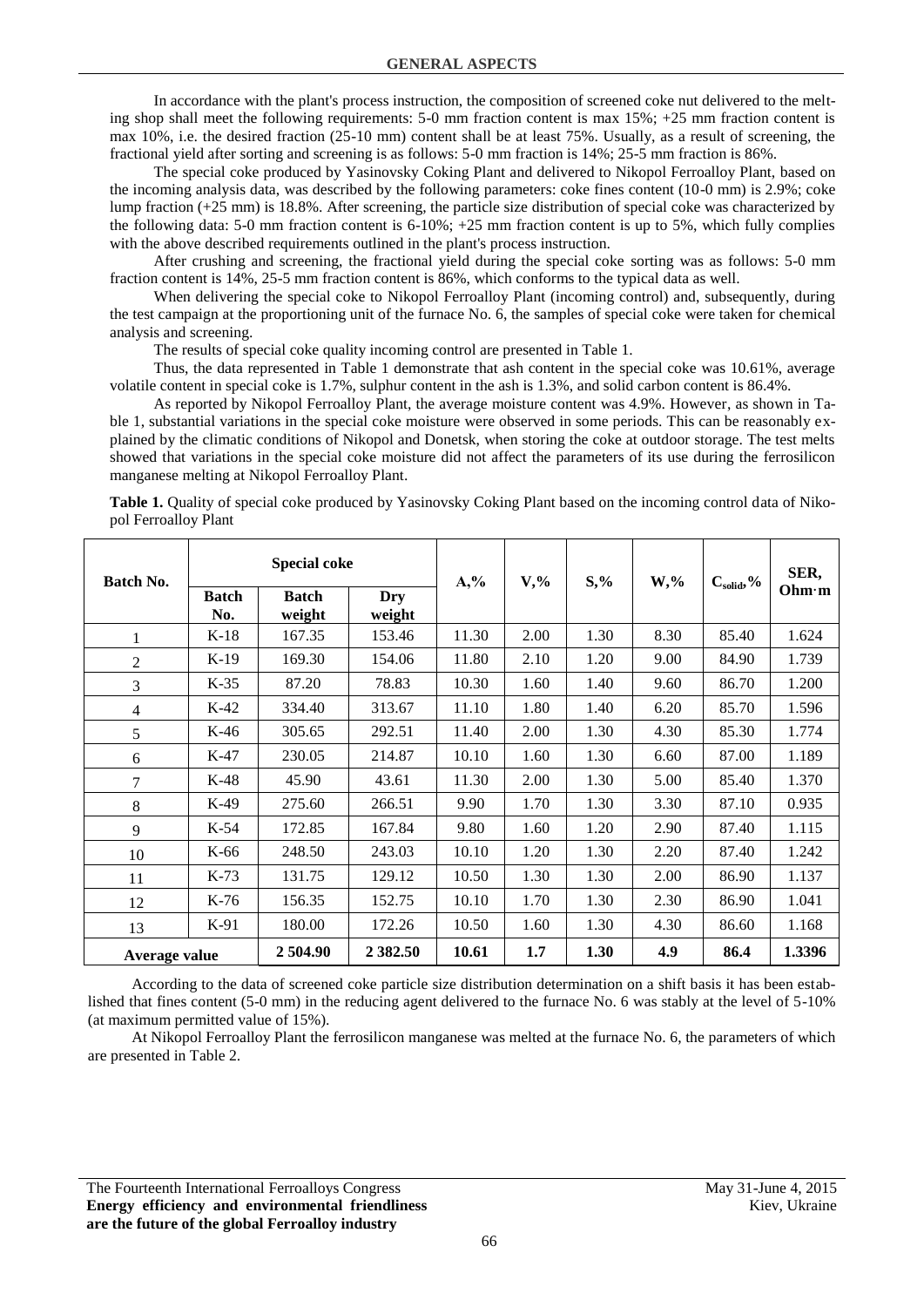In accordance with the plant's process instruction, the composition of screened coke nut delivered to the melting shop shall meet the following requirements: 5-0 mm fraction content is max 15%; +25 mm fraction content is max 10%, i.e. the desired fraction (25-10 mm) content shall be at least 75%. Usually, as a result of screening, the fractional yield after sorting and screening is as follows: 5-0 mm fraction is 14%; 25-5 mm fraction is 86%.

The special coke produced by Yasinovsky Coking Plant and delivered to Nikopol Ferroalloy Plant, based on the incoming analysis data, was described by the following parameters: coke fines content (10-0 mm) is 2.9%; coke lump fraction (+25 mm) is 18.8%. After screening, the particle size distribution of special coke was characterized by the following data: 5-0 mm fraction content is 6-10%; +25 mm fraction content is up to 5%, which fully complies with the above described requirements outlined in the plant's process instruction.

After crushing and screening, the fractional yield during the special coke sorting was as follows: 5-0 mm fraction content is 14%, 25-5 mm fraction content is 86%, which conforms to the typical data as well.

When delivering the special coke to Nikopol Ferroalloy Plant (incoming control) and, subsequently, during the test campaign at the proportioning unit of the furnace No. 6, the samples of special coke were taken for chemical analysis and screening.

The results of special coke quality incoming control are presented in Table 1.

Thus, the data represented in Table 1 demonstrate that ash content in the special coke was 10.61%, average volatile content in special coke is 1.7%, sulphur content in the ash is 1.3%, and solid carbon content is 86.4%.

As reported by Nikopol Ferroalloy Plant, the average moisture content was 4.9%. However, as shown in Table 1, substantial variations in the special coke moisture were observed in some periods. This can be reasonably explained by the climatic conditions of Nikopol and Donetsk, when storing the coke at outdoor storage. The test melts showed that variations in the special coke moisture did not affect the parameters of its use during the ferrosilicon manganese melting at Nikopol Ferroalloy Plant.

**Table 1.** Quality of special coke produced by Yasinovsky Coking Plant based on the incoming control data of Nikopol Ferroalloy Plant

| Batch No. | Special coke | | | A,% | V,% | S,% | W,% | $C_{solid}$,% | SER, Ohm·m |
|---|---|---|---|---|---|---|---|---|---|
| | Batch No. | Batch weight | Dry weight | | | | | | |
| 1 | K-18 | 167.35 | 153.46 | 11.30 | 2.00 | 1.30 | 8.30 | 85.40 | 1.624 |
| 2 | K-19 | 169.30 | 154.06 | 11.80 | 2.10 | 1.20 | 9.00 | 84.90 | 1.739 |
| 3 | K-35 | 87.20 | 78.83 | 10.30 | 1.60 | 1.40 | 9.60 | 86.70 | 1.200 |
| 4 | K-42 | 334.40 | 313.67 | 11.10 | 1.80 | 1.40 | 6.20 | 85.70 | 1.596 |
| 5 | K-46 | 305.65 | 292.51 | 11.40 | 2.00 | 1.30 | 4.30 | 85.30 | 1.774 |
| 6 | K-47 | 230.05 | 214.87 | 10.10 | 1.60 | 1.30 | 6.60 | 87.00 | 1.189 |
| 7 | K-48 | 45.90 | 43.61 | 11.30 | 2.00 | 1.30 | 5.00 | 85.40 | 1.370 |
| 8 | K-49 | 275.60 | 266.51 | 9.90 | 1.70 | 1.30 | 3.30 | 87.10 | 0.935 |
| 9 | K-54 | 172.85 | 167.84 | 9.80 | 1.60 | 1.20 | 2.90 | 87.40 | 1.115 |
| 10 | K-66 | 248.50 | 243.03 | 10.10 | 1.20 | 1.30 | 2.20 | 87.40 | 1.242 |
| 11 | K-73 | 131.75 | 129.12 | 10.50 | 1.30 | 1.30 | 2.00 | 86.90 | 1.137 |
| 12 | K-76 | 156.35 | 152.75 | 10.10 | 1.70 | 1.30 | 2.30 | 86.90 | 1.041 |
| 13 | K-91 | 180.00 | 172.26 | 10.50 | 1.60 | 1.30 | 4.30 | 86.60 | 1.168 |
| **Average value** | | **2 504.90** | **2 382.50** | **10.61** | **1.7** | **1.30** | **4.9** | **86.4** | **1.3396** |

According to the data of screened coke particle size distribution determination on a shift basis it has been established that fines content (5-0 mm) in the reducing agent delivered to the furnace No. 6 was stably at the level of 5-10% (at maximum permitted value of 15%).

At Nikopol Ferroalloy Plant the ferrosilicon manganese was melted at the furnace No. 6, the parameters of which are presented in Table 2.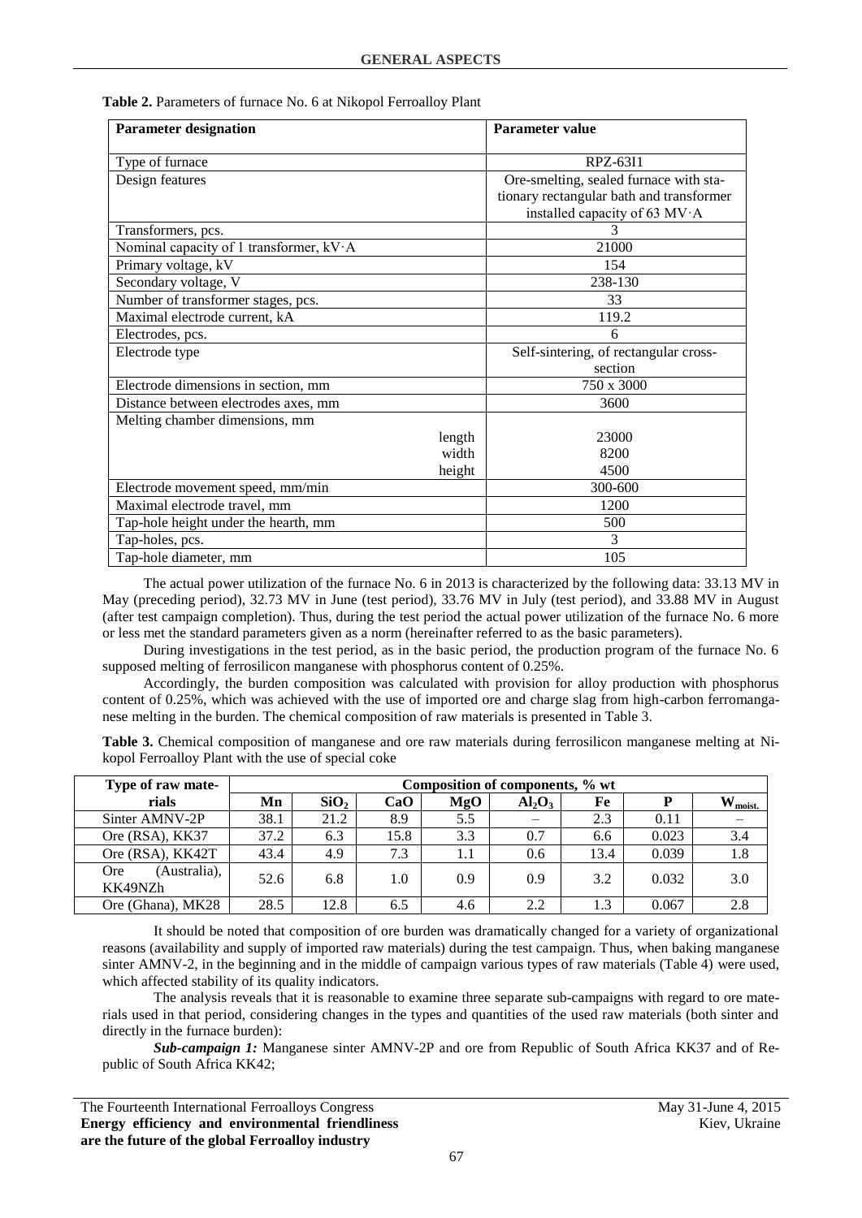**Table 2.** Parameters of furnace No. 6 at Nikopol Ferroalloy Plant

| Parameter designation | Parameter value |
|---|---|
| Type of furnace | RPZ-63I1 |
| Design features | Ore-smelting, sealed furnace with stationary rectangular bath and transformer installed capacity of 63 MV·A |
| Transformers, pcs. | 3 |
| Nominal capacity of 1 transformer, kV·A | 21000 |
| Primary voltage, kV | 154 |
| Secondary voltage, V | 238-130 |
| Number of transformer stages, pcs. | 33 |
| Maximal electrode current, kA | 119.2 |
| Electrodes, pcs. | 6 |
| Electrode type | Self-sintering, of rectangular cross-section |
| Electrode dimensions in section, mm | 750 x 3000 |
| Distance between electrodes axes, mm | 3600 |
| Melting chamber dimensions, mm | |
| length | 23000 |
| width | 8200 |
| height | 4500 |
| Electrode movement speed, mm/min | 300-600 |
| Maximal electrode travel, mm | 1200 |
| Tap-hole height under the hearth, mm | 500 |
| Tap-holes, pcs. | 3 |
| Tap-hole diameter, mm | 105 |

The actual power utilization of the furnace No. 6 in 2013 is characterized by the following data: 33.13 MV in May (preceding period), 32.73 MV in June (test period), 33.76 MV in July (test period), and 33.88 MV in August (after test campaign completion). Thus, during the test period the actual power utilization of the furnace No. 6 more or less met the standard parameters given as a norm (hereinafter referred to as the basic parameters).

During investigations in the test period, as in the basic period, the production program of the furnace No. 6 supposed melting of ferrosilicon manganese with phosphorus content of 0.25%.

Accordingly, the burden composition was calculated with provision for alloy production with phosphorus content of 0.25%, which was achieved with the use of imported ore and charge slag from high-carbon ferromanganese melting in the burden. The chemical composition of raw materials is presented in Table 3.

**Table 3.** Chemical composition of manganese and ore raw materials during ferrosilicon manganese melting at Nikopol Ferroalloy Plant with the use of special coke

| Type of raw materials | Composition of components, % wt | | | | | | | |
|---|---|---|---|---|---|---|---|---|
| | Mn | $SiO_2$ | CaO | MgO | $Al_2O_3$ | Fe | P | $W_{moist.}$ |
| Sinter AMNV-2P | 38.1 | 21.2 | 8.9 | 5.5 | – | 2.3 | 0.11 | – |
| Ore (RSA), KK37 | 37.2 | 6.3 | 15.8 | 3.3 | 0.7 | 6.6 | 0.023 | 3.4 |
| Ore (RSA), KK42T | 43.4 | 4.9 | 7.3 | 1.1 | 0.6 | 13.4 | 0.039 | 1.8 |
| Ore (Australia), KK49NZh | 52.6 | 6.8 | 1.0 | 0.9 | 0.9 | 3.2 | 0.032 | 3.0 |
| Ore (Ghana), MK28 | 28.5 | 12.8 | 6.5 | 4.6 | 2.2 | 1.3 | 0.067 | 2.8 |

It should be noted that composition of ore burden was dramatically changed for a variety of organizational reasons (availability and supply of imported raw materials) during the test campaign. Thus, when baking manganese sinter AMNV-2, in the beginning and in the middle of campaign various types of raw materials (Table 4) were used, which affected stability of its quality indicators.

The analysis reveals that it is reasonable to examine three separate sub-campaigns with regard to ore materials used in that period, considering changes in the types and quantities of the used raw materials (both sinter and directly in the furnace burden):

***Sub-campaign 1:*** Manganese sinter AMNV-2P and ore from Republic of South Africa KK37 and of Republic of South Africa KK42;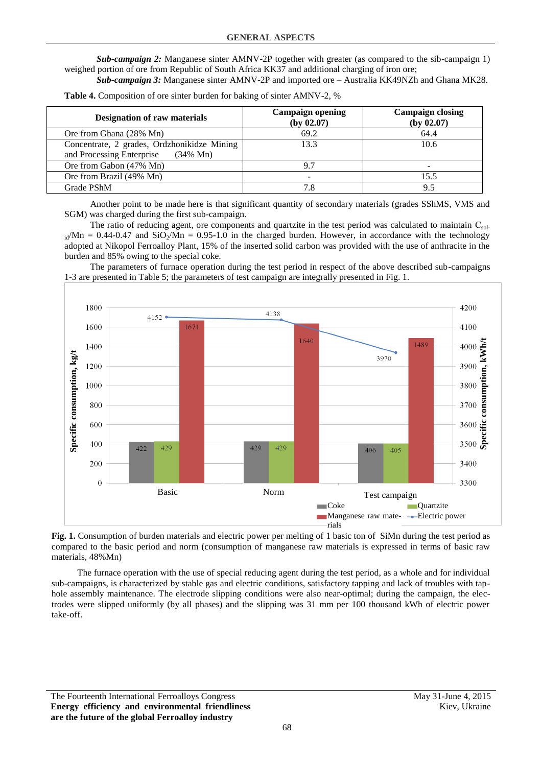***Sub-campaign 2:*** Manganese sinter AMNV-2P together with greater (as compared to the sib-campaign 1) weighed portion of ore from Republic of South Africa KK37 and additional charging of iron ore;

***Sub-campaign 3:*** Manganese sinter AMNV-2P and imported ore – Australia KK49NZh and Ghana MK28.

**Table 4.** Composition of ore sinter burden for baking of sinter AMNV-2, %

| Designation of raw materials | Campaign opening (by 02.07) | Campaign closing (by 02.07) |
|---|---|---|
| Ore from Ghana (28% Mn) | 69.2 | 64.4 |
| Concentrate, 2 grades, Ordzhonikidze Mining and Processing Enterprise (34% Mn) | 13.3 | 10.6 |
| Ore from Gabon (47% Mn) | 9.7 | - |
| Ore from Brazil (49% Mn) | - | 15.5 |
| Grade PShM | 7.8 | 9.5 |

Another point to be made here is that significant quantity of secondary materials (grades SShMS, VMS and SGM) was charged during the first sub-campaign.

The ratio of reducing agent, ore components and quartzite in the test period was calculated to maintain $C_{solid}/Mn$ = 0.44-0.47 and $SiO_2/Mn$ = 0.95-1.0 in the charged burden. However, in accordance with the technology adopted at Nikopol Ferroalloy Plant, 15% of the inserted solid carbon was provided with the use of anthracite in the burden and 85% owing to the special coke.

The parameters of furnace operation during the test period in respect of the above described sub-campaigns 1-3 are presented in Table 5; the parameters of test campaign are integrally presented in Fig. 1.

**Fig. 1.** Consumption of burden materials and electric power per melting of 1 basic ton of SiMn during the test period as compared to the basic period and norm (consumption of manganese raw materials is expressed in terms of basic raw materials, 48%Mn)

The furnace operation with the use of special reducing agent during the test period, as a whole and for individual sub-campaigns, is characterized by stable gas and electric conditions, satisfactory tapping and lack of troubles with tap-hole assembly maintenance. The electrode slipping conditions were also near-optimal; during the campaign, the electrodes were slipped uniformly (by all phases) and the slipping was 31 mm per 100 thousand kWh of electric power take-off.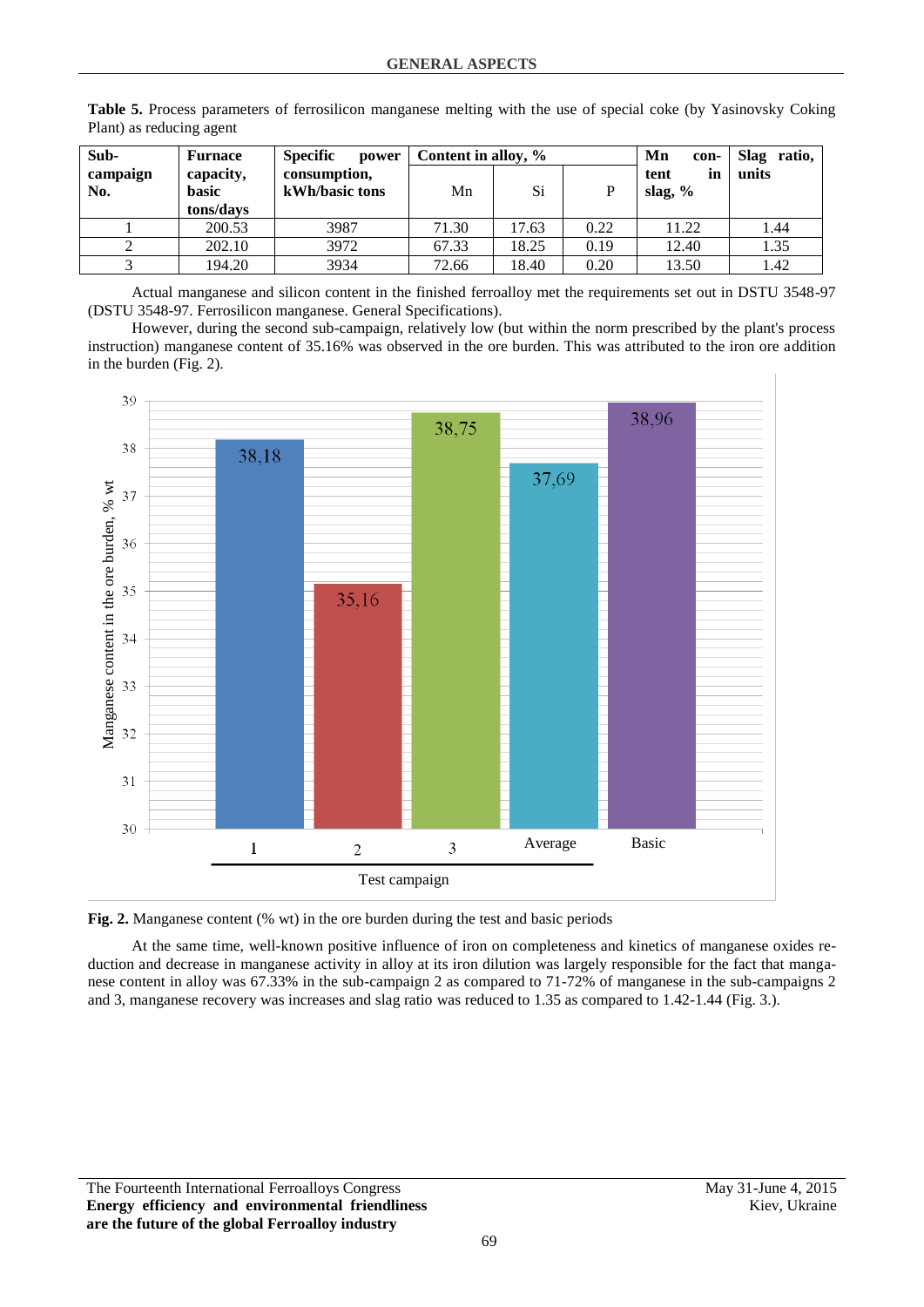**Table 5.** Process parameters of ferrosilicon manganese melting with the use of special coke (by Yasinovsky Coking Plant) as reducing agent

| Sub-campaign No. | Furnace capacity, basic tons/days | Specific power consumption, kWh/basic tons | Content in alloy, % | | | Mn content in slag, % | Slag ratio, units |
|---|---|---|---|---|---|---|---|
| | | | Mn | Si | P | | |
| 1 | 200.53 | 3987 | 71.30 | 17.63 | 0.22 | 11.22 | 1.44 |
| 2 | 202.10 | 3972 | 67.33 | 18.25 | 0.19 | 12.40 | 1.35 |
| 3 | 194.20 | 3934 | 72.66 | 18.40 | 0.20 | 13.50 | 1.42 |

Actual manganese and silicon content in the finished ferroalloy met the requirements set out in DSTU 3548-97 (DSTU 3548-97. Ferrosilicon manganese. General Specifications).

However, during the second sub-campaign, relatively low (but within the norm prescribed by the plant's process instruction) manganese content of 35.16% was observed in the ore burden. This was attributed to the iron ore addition in the burden (Fig. 2).

**Fig. 2.** Manganese content (% wt) in the ore burden during the test and basic periods

At the same time, well-known positive influence of iron on completeness and kinetics of manganese oxides reduction and decrease in manganese activity in alloy at its iron dilution was largely responsible for the fact that manganese content in alloy was 67.33% in the sub-campaign 2 as compared to 71-72% of manganese in the sub-campaigns 2 and 3, manganese recovery was increases and slag ratio was reduced to 1.35 as compared to 1.42-1.44 (Fig. 3.).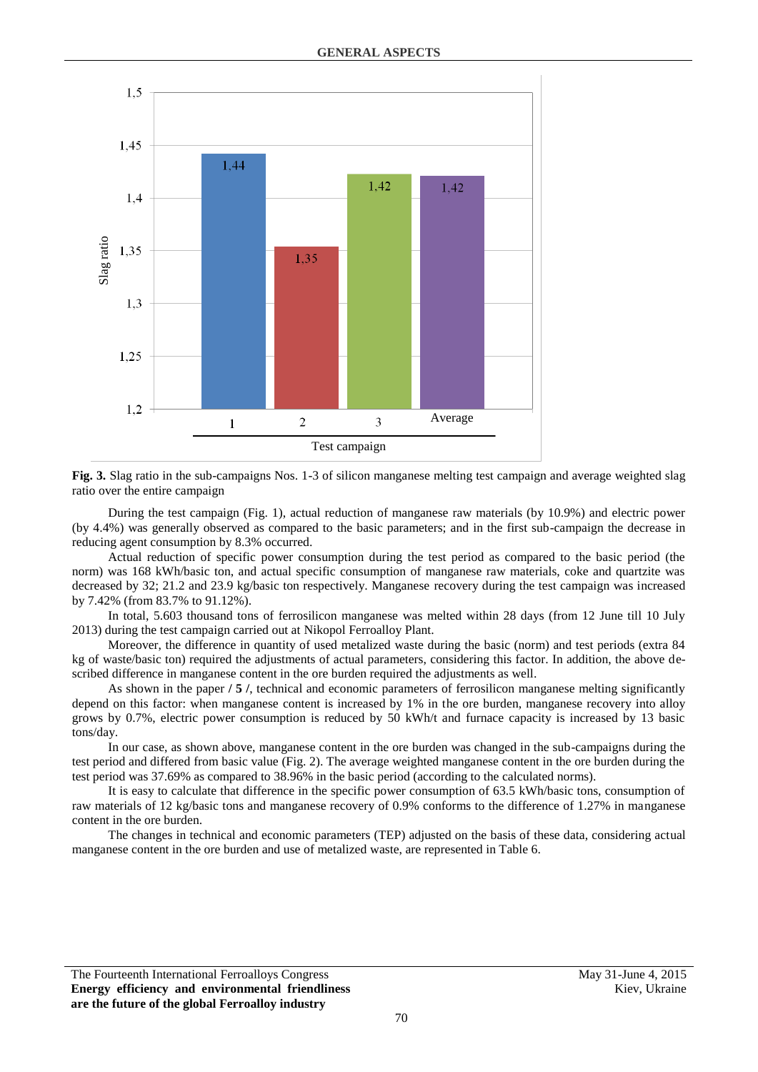**Fig. 3.** Slag ratio in the sub-campaigns Nos. 1-3 of silicon manganese melting test campaign and average weighted slag ratio over the entire campaign

During the test campaign (Fig. 1), actual reduction of manganese raw materials (by 10.9%) and electric power (by 4.4%) was generally observed as compared to the basic parameters; and in the first sub-campaign the decrease in reducing agent consumption by 8.3% occurred.

Actual reduction of specific power consumption during the test period as compared to the basic period (the norm) was 168 kWh/basic ton, and actual specific consumption of manganese raw materials, coke and quartzite was decreased by 32; 21.2 and 23.9 kg/basic ton respectively. Manganese recovery during the test campaign was increased by 7.42% (from 83.7% to 91.12%).

In total, 5.603 thousand tons of ferrosilicon manganese was melted within 28 days (from 12 June till 10 July 2013) during the test campaign carried out at Nikopol Ferroalloy Plant.

Moreover, the difference in quantity of used metalized waste during the basic (norm) and test periods (extra 84 kg of waste/basic ton) required the adjustments of actual parameters, considering this factor. In addition, the above described difference in manganese content in the ore burden required the adjustments as well.

As shown in the paper **/ 5 /**, technical and economic parameters of ferrosilicon manganese melting significantly depend on this factor: when manganese content is increased by 1% in the ore burden, manganese recovery into alloy grows by 0.7%, electric power consumption is reduced by 50 kWh/t and furnace capacity is increased by 13 basic tons/day.

In our case, as shown above, manganese content in the ore burden was changed in the sub-campaigns during the test period and differed from basic value (Fig. 2). The average weighted manganese content in the ore burden during the test period was 37.69% as compared to 38.96% in the basic period (according to the calculated norms).

It is easy to calculate that difference in the specific power consumption of 63.5 kWh/basic tons, consumption of raw materials of 12 kg/basic tons and manganese recovery of 0.9% conforms to the difference of 1.27% in manganese content in the ore burden.

The changes in technical and economic parameters (TEP) adjusted on the basis of these data, considering actual manganese content in the ore burden and use of metalized waste, are represented in Table 6.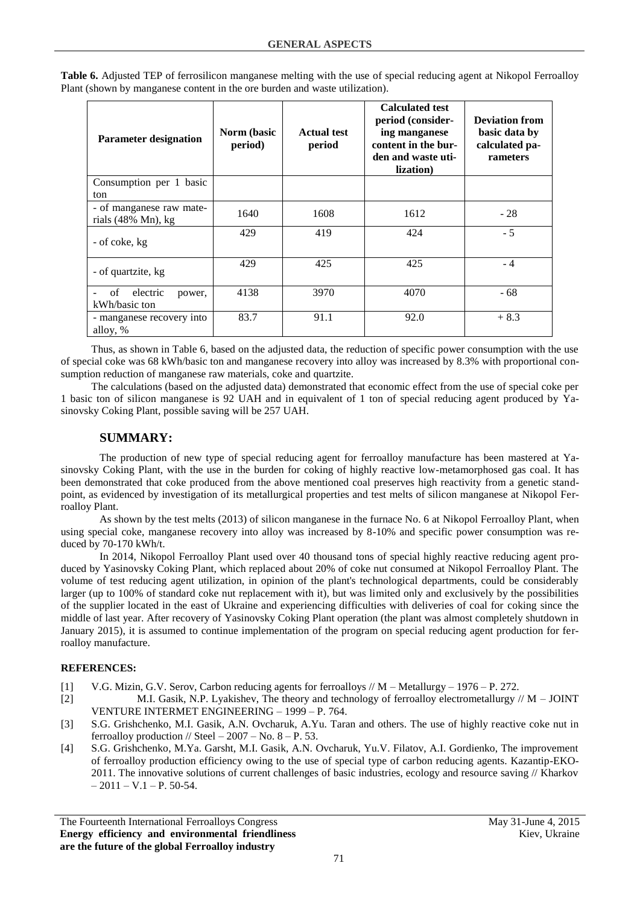**Table 6.** Adjusted TEP of ferrosilicon manganese melting with the use of special reducing agent at Nikopol Ferroalloy Plant (shown by manganese content in the ore burden and waste utilization).

| Parameter designation | Norm (basic period) | Actual test period | Calculated test period (considering manganese content in the burden and waste utilization) | Deviation from basic data by calculated parameters |
|---|---|---|---|---|
| Consumption per 1 basic ton | | | | |
| - of manganese raw materials (48% Mn), kg | 1640 | 1608 | 1612 | - 28 |
| - of coke, kg | 429 | 419 | 424 | - 5 |
| - of quartzite, kg | 429 | 425 | 425 | - 4 |
| - of electric power, kWh/basic ton | 4138 | 3970 | 4070 | - 68 |
| - manganese recovery into alloy, % | 83.7 | 91.1 | 92.0 | + 8.3 |

Thus, as shown in Table 6, based on the adjusted data, the reduction of specific power consumption with the use of special coke was 68 kWh/basic ton and manganese recovery into alloy was increased by 8.3% with proportional consumption reduction of manganese raw materials, coke and quartzite.

The calculations (based on the adjusted data) demonstrated that economic effect from the use of special coke per 1 basic ton of silicon manganese is 92 UAH and in equivalent of 1 ton of special reducing agent produced by Yasinovsky Coking Plant, possible saving will be 257 UAH.

## SUMMARY:

The production of new type of special reducing agent for ferroalloy manufacture has been mastered at Yasinovsky Coking Plant, with the use in the burden for coking of highly reactive low-metamorphosed gas coal. It has been demonstrated that coke produced from the above mentioned coal preserves high reactivity from a genetic standpoint, as evidenced by investigation of its metallurgical properties and test melts of silicon manganese at Nikopol Ferroalloy Plant.

As shown by the test melts (2013) of silicon manganese in the furnace No. 6 at Nikopol Ferroalloy Plant, when using special coke, manganese recovery into alloy was increased by 8-10% and specific power consumption was reduced by 70-170 kWh/t.

In 2014, Nikopol Ferroalloy Plant used over 40 thousand tons of special highly reactive reducing agent produced by Yasinovsky Coking Plant, which replaced about 20% of coke nut consumed at Nikopol Ferroalloy Plant. The volume of test reducing agent utilization, in opinion of the plant's technological departments, could be considerably larger (up to 100% of standard coke nut replacement with it), but was limited only and exclusively by the possibilities of the supplier located in the east of Ukraine and experiencing difficulties with deliveries of coal for coking since the middle of last year. After recovery of Yasinovsky Coking Plant operation (the plant was almost completely shutdown in January 2015), it is assumed to continue implementation of the program on special reducing agent production for ferroalloy manufacture.

### REFERENCES:

[1] V.G. Mizin, G.V. Serov, Carbon reducing agents for ferroalloys // M – Metallurgy – 1976 – P. 272.

[2] M.I. Gasik, N.P. Lyakishev, The theory and technology of ferroalloy electrometallurgy // M – JOINT VENTURE INTERMET ENGINEERING – 1999 – P. 764.

[3] S.G. Grishchenko, M.I. Gasik, A.N. Ovcharuk, A.Yu. Taran and others. The use of highly reactive coke nut in ferroalloy production // Steel – 2007 – No. 8 – P. 53.

[4] S.G. Grishchenko, M.Ya. Garsht, M.I. Gasik, A.N. Ovcharuk, Yu.V. Filatov, A.I. Gordienko, The improvement of ferroalloy production efficiency owing to the use of special type of carbon reducing agents. Kazantip-EKO-2011. The innovative solutions of current challenges of basic industries, ecology and resource saving // Kharkov – 2011 – V.1 – P. 50-54.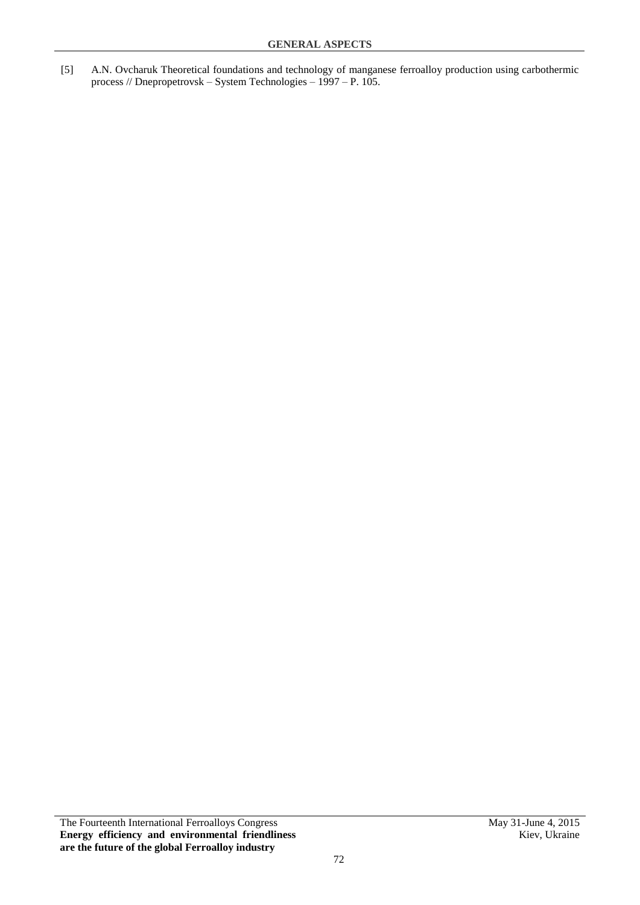[5] A.N. Ovcharuk Theoretical foundations and technology of manganese ferroalloy production using carbothermic process // Dnepropetrovsk – System Technologies – 1997 – P. 105.